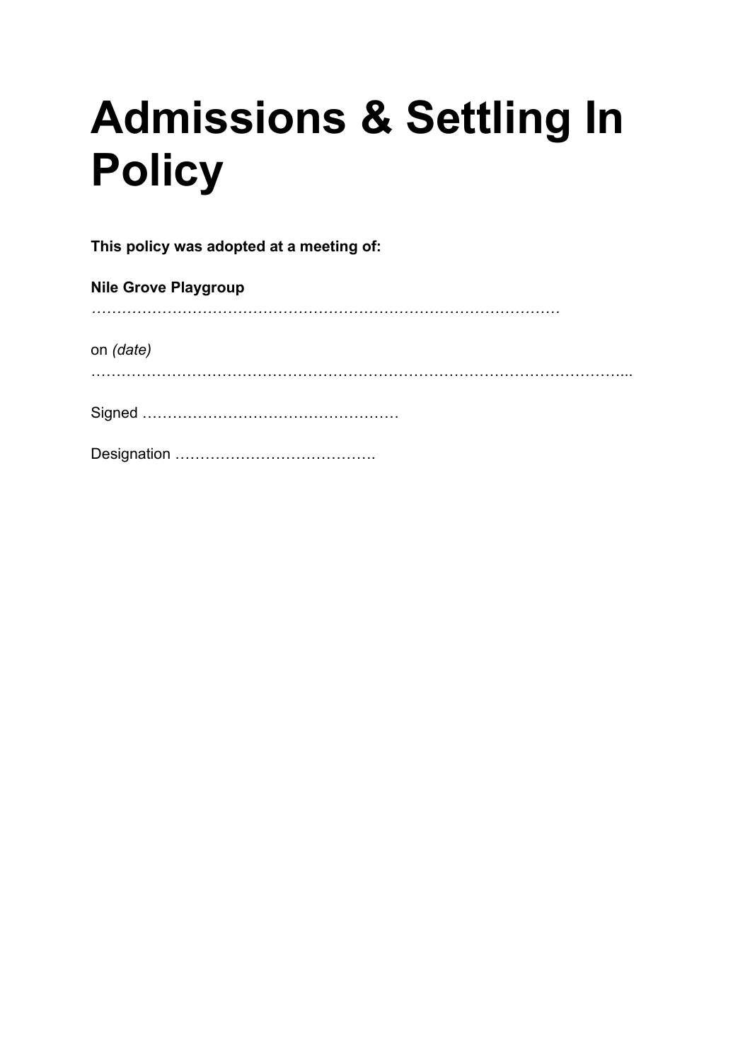# Admissions & Settling In Policy

**This policy was adopted at a meeting of:**

**Nile Grove Playgroup**

………………………………………………………………………………………

on *(date)*

…………………………………………………………………………………………………...

Signed ……………………………………………

Designation ………………………………….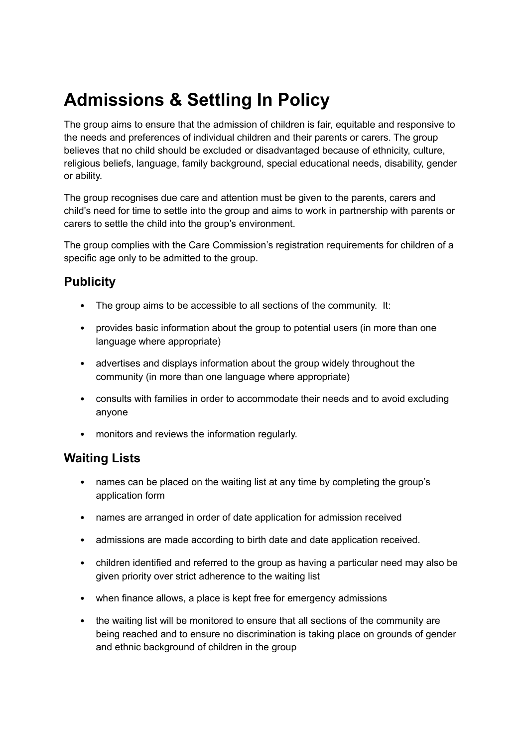# Admissions & Settling In Policy

The group aims to ensure that the admission of children is fair, equitable and responsive to the needs and preferences of individual children and their parents or carers. The group believes that no child should be excluded or disadvantaged because of ethnicity, culture, religious beliefs, language, family background, special educational needs, disability, gender or ability.

The group recognises due care and attention must be given to the parents, carers and child's need for time to settle into the group and aims to work in partnership with parents or carers to settle the child into the group's environment.

The group complies with the Care Commission's registration requirements for children of a specific age only to be admitted to the group.

## Publicity

- The group aims to be accessible to all sections of the community. It:
- provides basic information about the group to potential users (in more than one language where appropriate)
- advertises and displays information about the group widely throughout the community (in more than one language where appropriate)
- consults with families in order to accommodate their needs and to avoid excluding anyone
- monitors and reviews the information regularly.

## Waiting Lists

- names can be placed on the waiting list at any time by completing the group's application form
- names are arranged in order of date application for admission received
- admissions are made according to birth date and date application received.
- children identified and referred to the group as having a particular need may also be given priority over strict adherence to the waiting list
- when finance allows, a place is kept free for emergency admissions
- the waiting list will be monitored to ensure that all sections of the community are being reached and to ensure no discrimination is taking place on grounds of gender and ethnic background of children in the group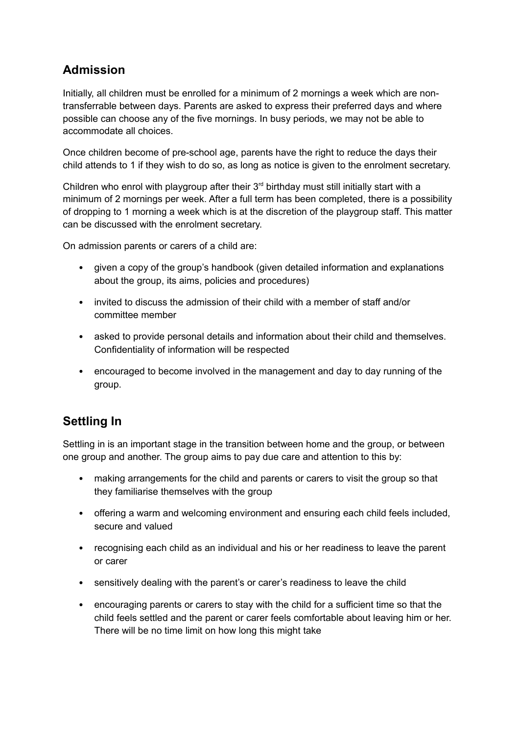## Admission

Initially, all children must be enrolled for a minimum of 2 mornings a week which are non-transferrable between days. Parents are asked to express their preferred days and where possible can choose any of the five mornings. In busy periods, we may not be able to accommodate all choices.

Once children become of pre-school age, parents have the right to reduce the days their child attends to 1 if they wish to do so, as long as notice is given to the enrolment secretary.

Children who enrol with playgroup after their 3rd birthday must still initially start with a minimum of 2 mornings per week. After a full term has been completed, there is a possibility of dropping to 1 morning a week which is at the discretion of the playgroup staff. This matter can be discussed with the enrolment secretary.

On admission parents or carers of a child are:

- given a copy of the group's handbook (given detailed information and explanations about the group, its aims, policies and procedures)
- invited to discuss the admission of their child with a member of staff and/or committee member
- asked to provide personal details and information about their child and themselves. Confidentiality of information will be respected
- encouraged to become involved in the management and day to day running of the group.

## Settling In

Settling in is an important stage in the transition between home and the group, or between one group and another. The group aims to pay due care and attention to this by:

- making arrangements for the child and parents or carers to visit the group so that they familiarise themselves with the group
- offering a warm and welcoming environment and ensuring each child feels included, secure and valued
- recognising each child as an individual and his or her readiness to leave the parent or carer
- sensitively dealing with the parent's or carer's readiness to leave the child
- encouraging parents or carers to stay with the child for a sufficient time so that the child feels settled and the parent or carer feels comfortable about leaving him or her. There will be no time limit on how long this might take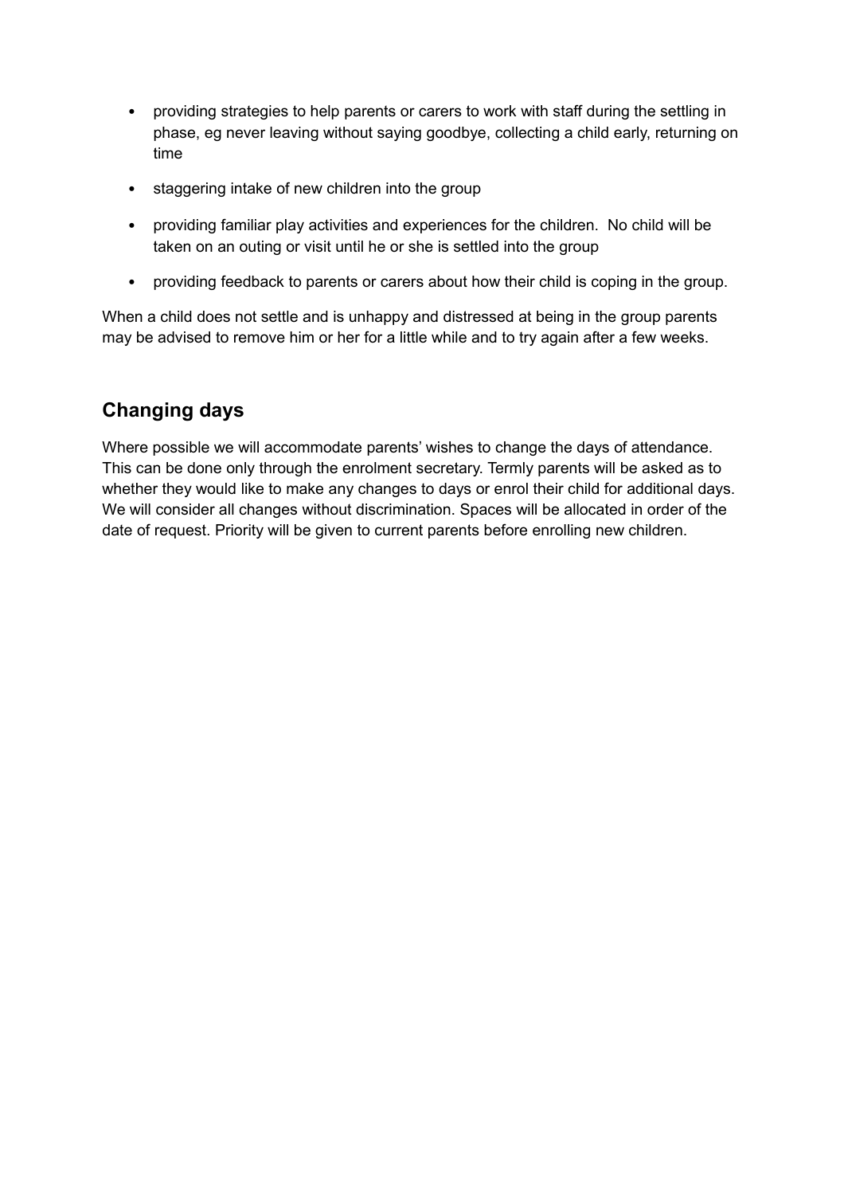- providing strategies to help parents or carers to work with staff during the settling in phase, eg never leaving without saying goodbye, collecting a child early, returning on time
- staggering intake of new children into the group
- providing familiar play activities and experiences for the children.  No child will be taken on an outing or visit until he or she is settled into the group
- providing feedback to parents or carers about how their child is coping in the group.

When a child does not settle and is unhappy and distressed at being in the group parents may be advised to remove him or her for a little while and to try again after a few weeks.

## Changing days

Where possible we will accommodate parents' wishes to change the days of attendance. This can be done only through the enrolment secretary. Termly parents will be asked as to whether they would like to make any changes to days or enrol their child for additional days. We will consider all changes without discrimination. Spaces will be allocated in order of the date of request. Priority will be given to current parents before enrolling new children.